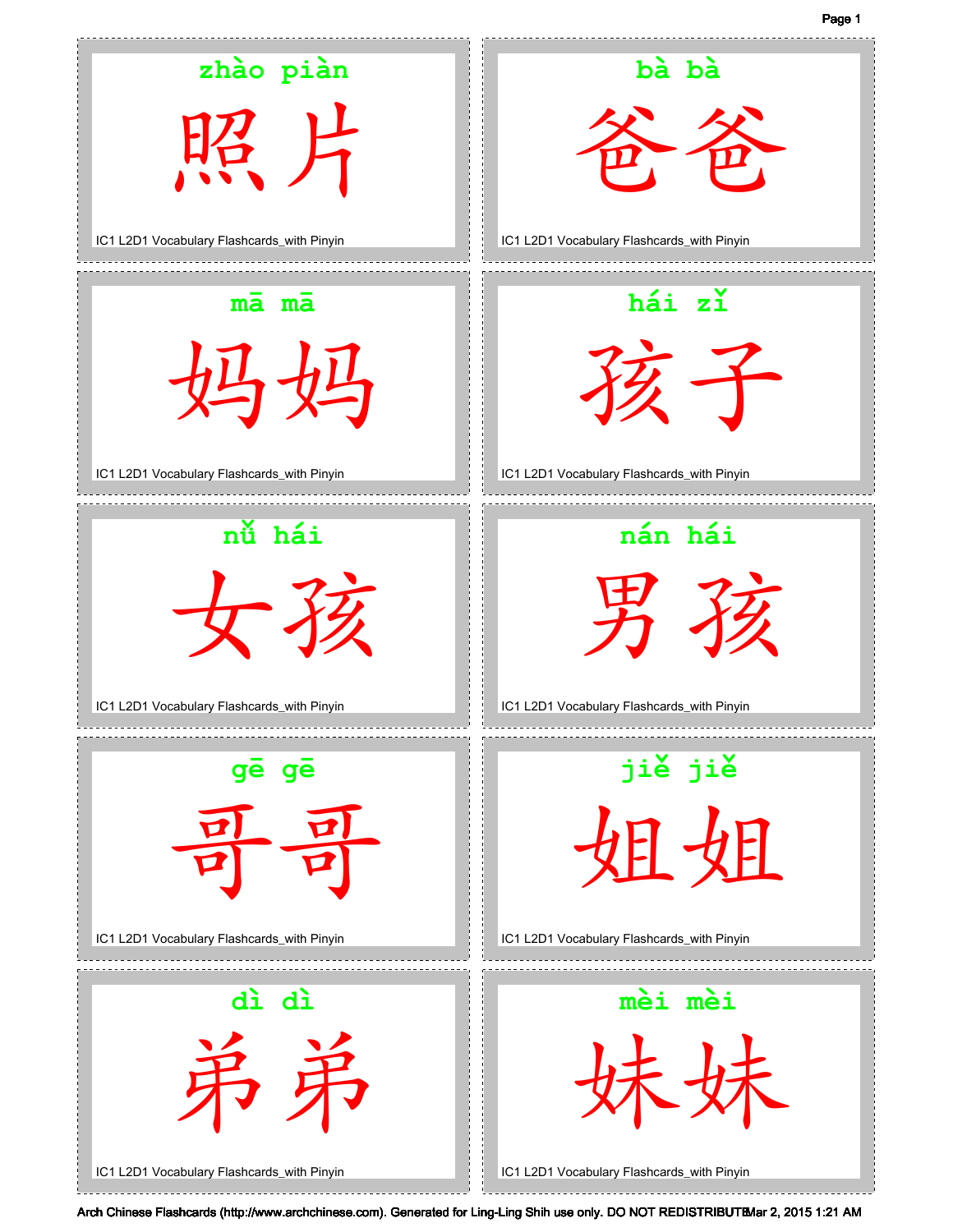zhào piàn

照片

IC1 L2D1 Vocabulary Flashcards_with Pinyin

bà bà

爸爸

IC1 L2D1 Vocabulary Flashcards_with Pinyin

mā mā

妈妈

IC1 L2D1 Vocabulary Flashcards_with Pinyin

hái zǐ

孩子

IC1 L2D1 Vocabulary Flashcards_with Pinyin

nǚ hái

女孩

IC1 L2D1 Vocabulary Flashcards_with Pinyin

nán hái

男孩

IC1 L2D1 Vocabulary Flashcards_with Pinyin

gē gē

哥哥

IC1 L2D1 Vocabulary Flashcards_with Pinyin

jiě jiě

姐姐

IC1 L2D1 Vocabulary Flashcards_with Pinyin

dì dì

弟弟

IC1 L2D1 Vocabulary Flashcards_with Pinyin

mèi mèi

妹妹

IC1 L2D1 Vocabulary Flashcards_with Pinyin

Arch Chinese Flashcards (http://www.archchinese.com). Generated for Ling-Ling Shih use only. DO NOT REDISTRIBUTE Mar 2, 2015 1:21 AM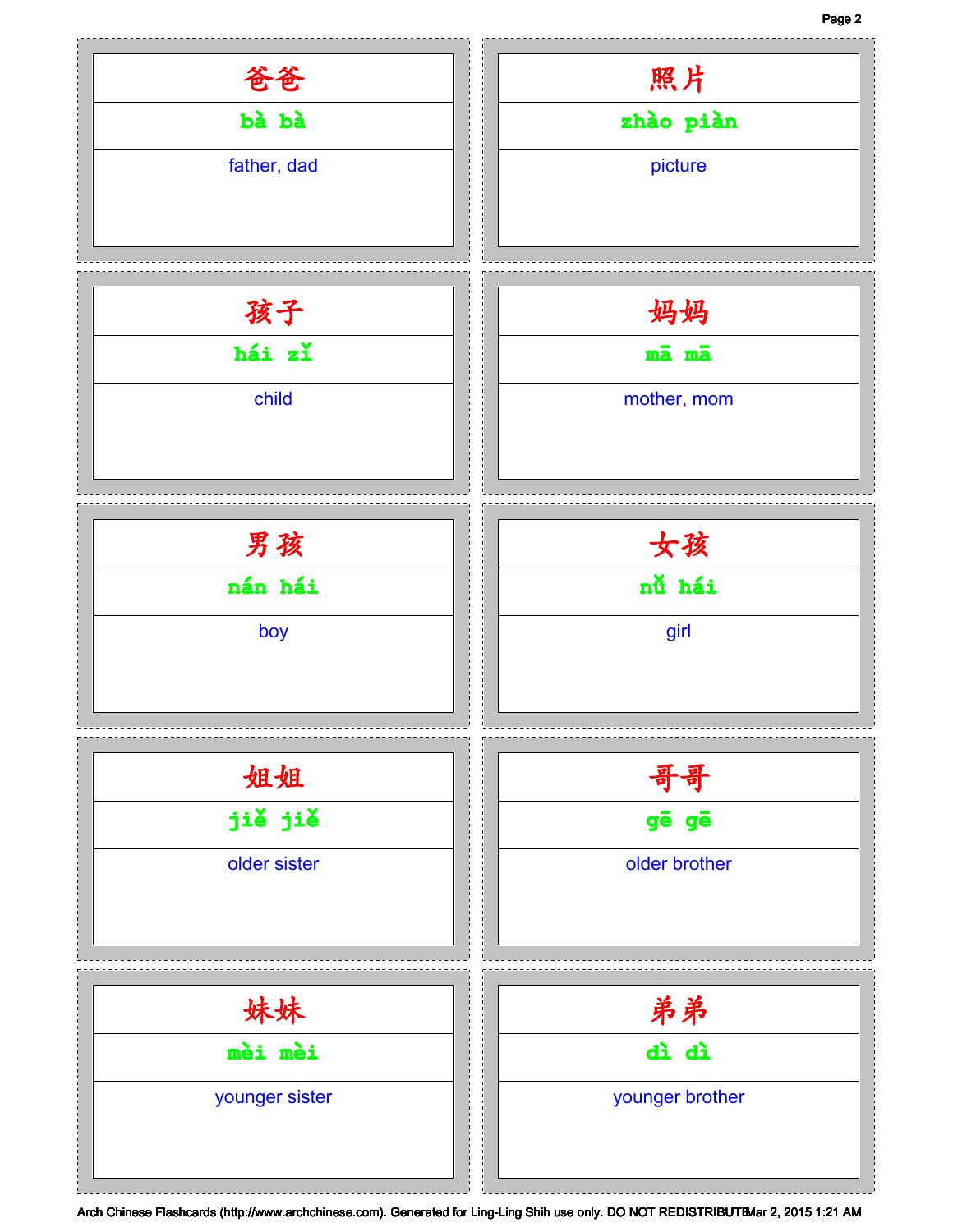| 爸爸 | 照片 |
| --- | --- |
| bà bà | zhào piàn |
| father, dad | picture |

| 孩子 | 妈妈 |
| --- | --- |
| hái zǐ | mā mā |
| child | mother, mom |

| 男孩 | 女孩 |
| --- | --- |
| nán hái | nǚ hái |
| boy | girl |

| 姐姐 | 哥哥 |
| --- | --- |
| jiě jiě | gē gē |
| older sister | older brother |

| 妹妹 | 弟弟 |
| --- | --- |
| mèi mèi | dì dì |
| younger sister | younger brother |

Arch Chinese Flashcards (http://www.archchinese.com). Generated for Ling-Ling Shih use only. DO NOT REDISTRIBUTE Mar 2, 2015 1:21 AM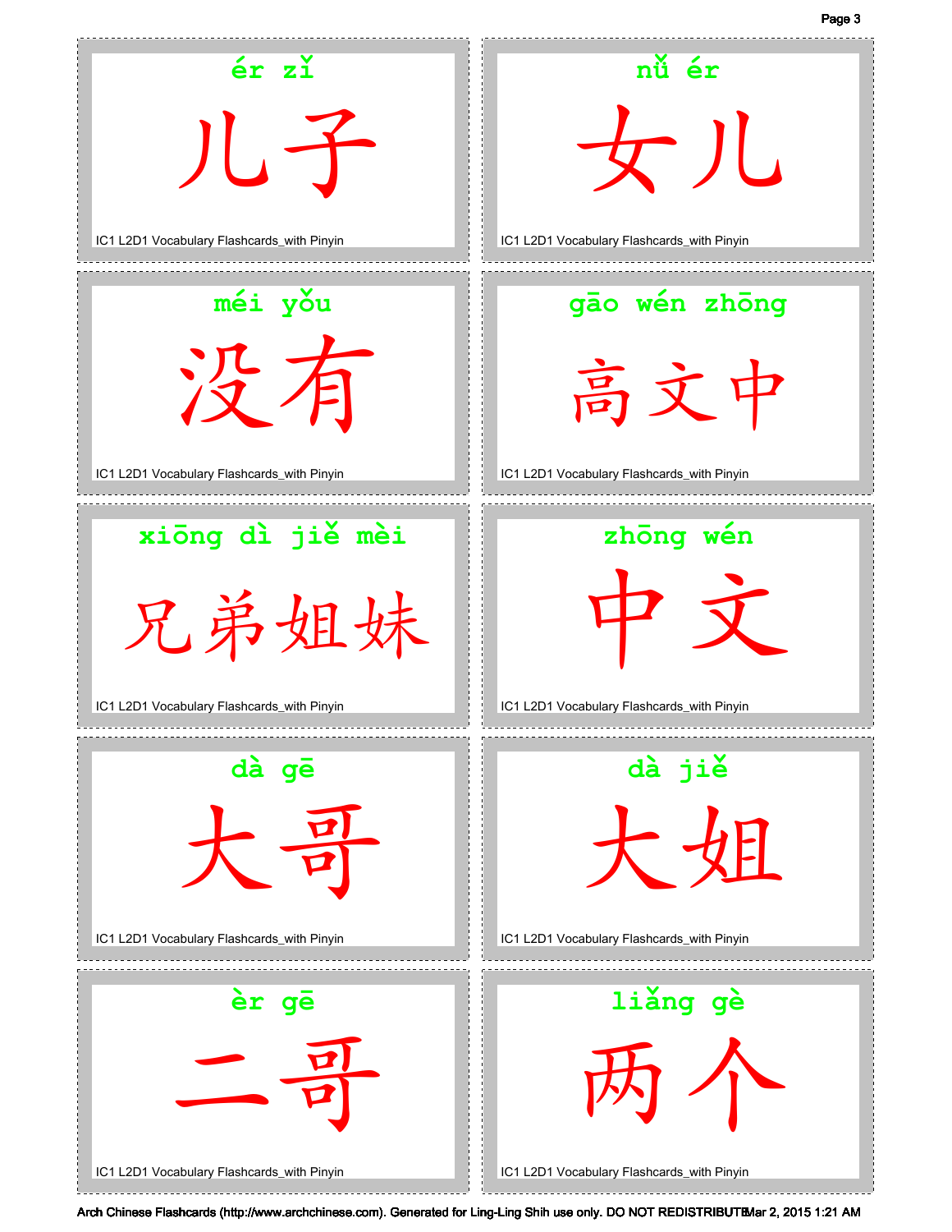ér zǐ

儿子

IC1 L2D1 Vocabulary Flashcards_with Pinyin

nǚ ér

女儿

IC1 L2D1 Vocabulary Flashcards_with Pinyin

méi yǒu

没有

IC1 L2D1 Vocabulary Flashcards_with Pinyin

gāo wén zhōng

高文中

IC1 L2D1 Vocabulary Flashcards_with Pinyin

xiōng dì jiě mèi

兄弟姐妹

IC1 L2D1 Vocabulary Flashcards_with Pinyin

zhōng wén

中文

IC1 L2D1 Vocabulary Flashcards_with Pinyin

dà gē

大哥

IC1 L2D1 Vocabulary Flashcards_with Pinyin

dà jiě

大姐

IC1 L2D1 Vocabulary Flashcards_with Pinyin

èr gē

二哥

IC1 L2D1 Vocabulary Flashcards_with Pinyin

liǎng gè

两个

IC1 L2D1 Vocabulary Flashcards_with Pinyin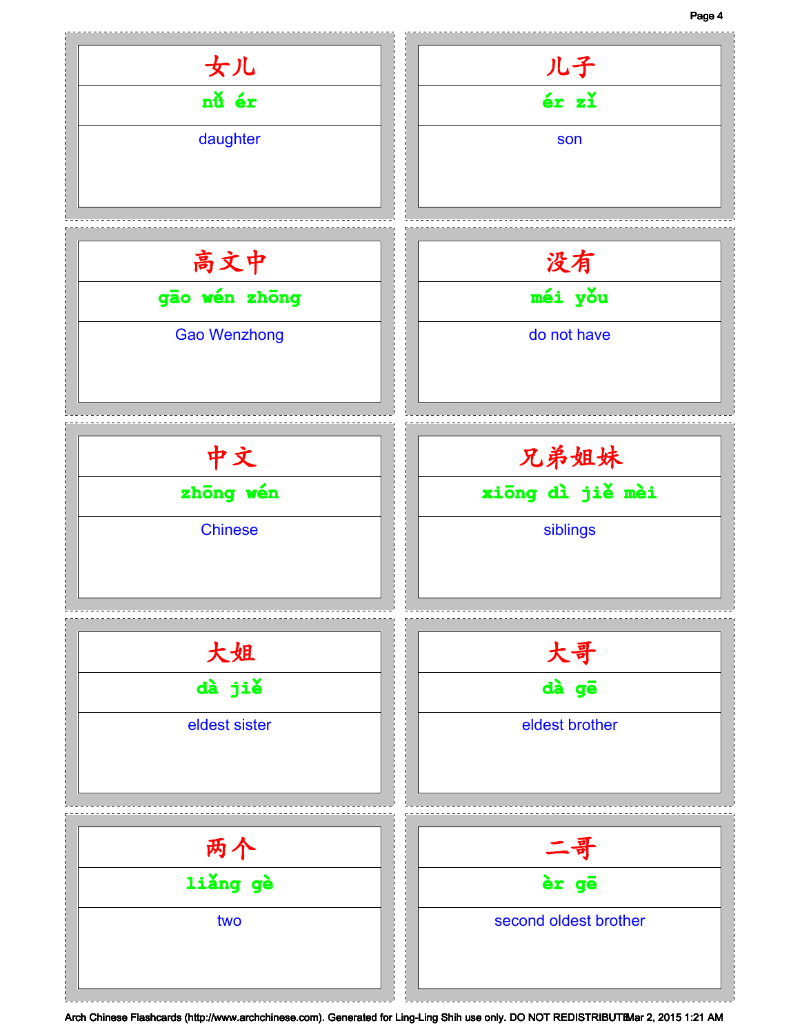女儿
nǚ ér
daughter

儿子
ér zǐ
son

高文中
gāo wén zhōng
Gao Wenzhong

没有
méi yǒu
do not have

中文
zhōng wén
Chinese

兄弟姐妹
xiōng dì jiě mèi
siblings

大姐
dà jiě
eldest sister

大哥
dà gē
eldest brother

两个
liǎng gè
two

二哥
èr gē
second oldest brother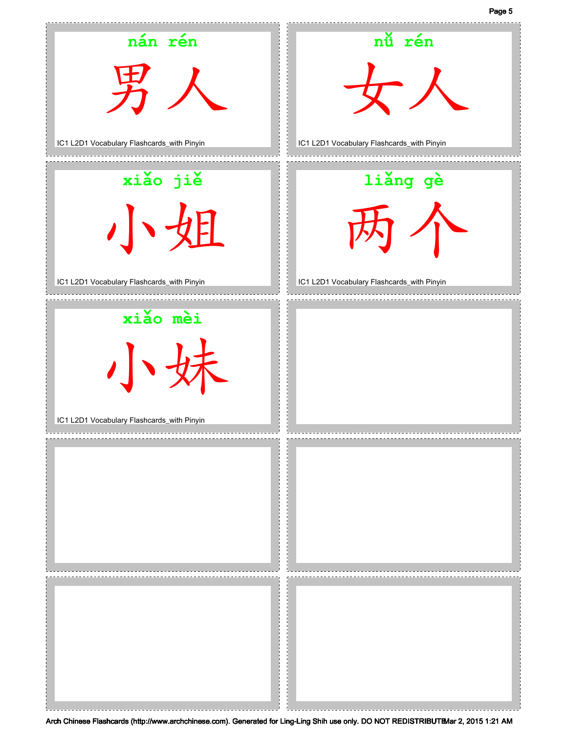nán rén

男人

IC1 L2D1 Vocabulary Flashcards_with Pinyin

nǚ rén

女人

IC1 L2D1 Vocabulary Flashcards_with Pinyin

xiǎo jiě

小姐

IC1 L2D1 Vocabulary Flashcards_with Pinyin

liǎng gè

两个

IC1 L2D1 Vocabulary Flashcards_with Pinyin

xiǎo mèi

小妹

IC1 L2D1 Vocabulary Flashcards_with Pinyin

Arch Chinese Flashcards (http://www.archchinese.com). Generated for Ling-Ling Shih use only. DO NOT REDISTRIBUTE Mar 2, 2015 1:21 AM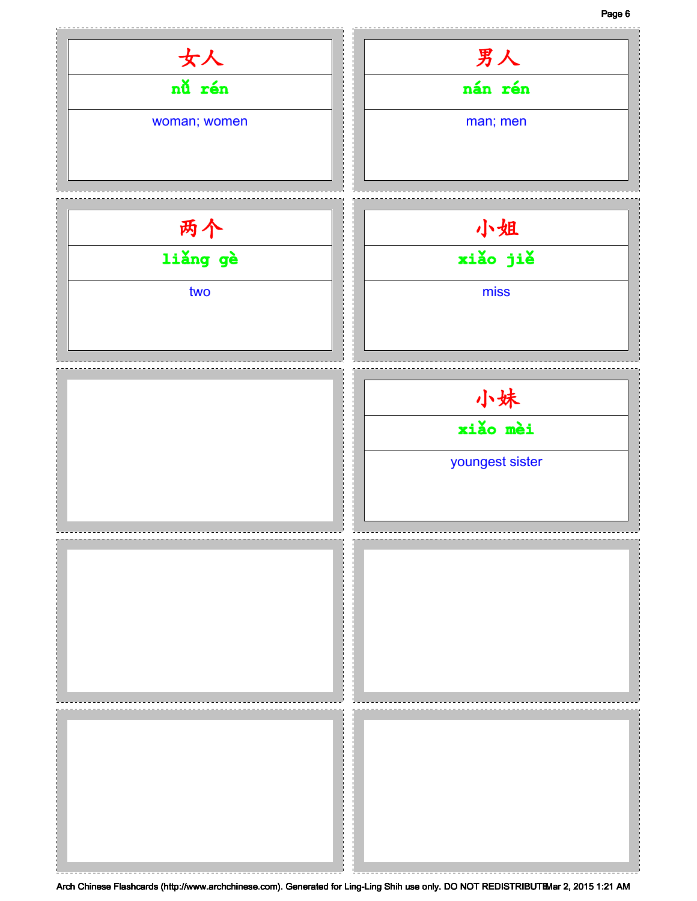女人

nǚ rén

woman; women

男人

nán rén

man; men

两个

liǎng gè

two

小姐

xiǎo jiě

miss

小妹

xiǎo mèi

youngest sister

Arch Chinese Flashcards (http://www.archchinese.com). Generated for Ling-Ling Shih use only. DO NOT REDISTRIBUTE Mar 2, 2015 1:21 AM